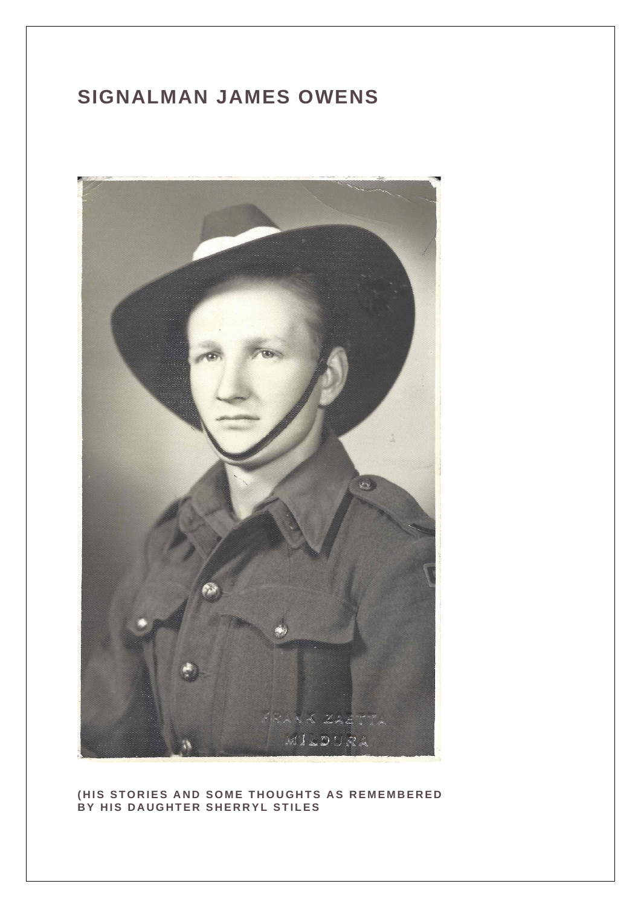# SIGNALMAN JAMES OWENS

(HIS STORIES AND SOME THOUGHTS AS REMEMBERED BY HIS DAUGHTER SHERRYL STILES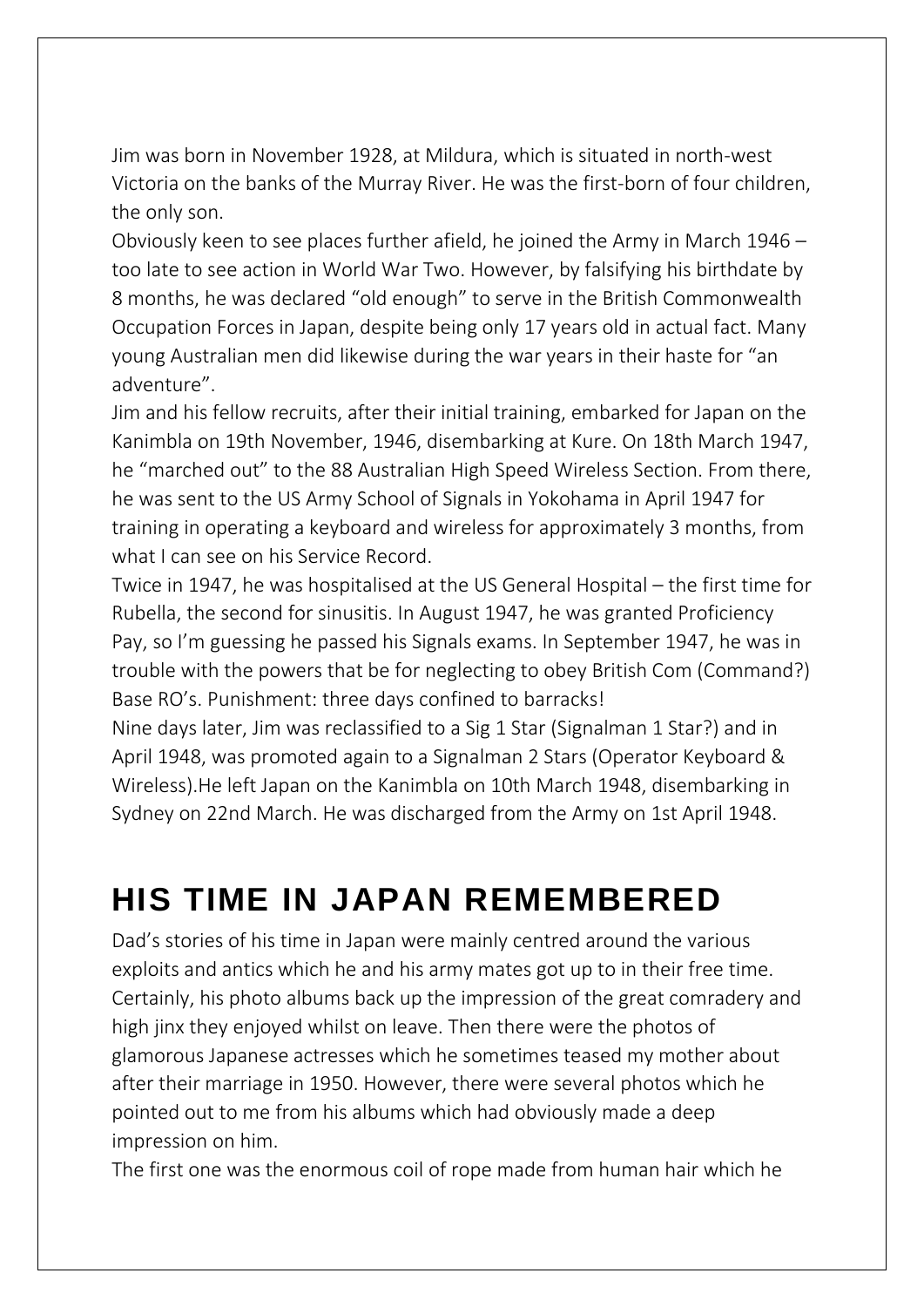Jim was born in November 1928, at Mildura, which is situated in north-west Victoria on the banks of the Murray River. He was the first-born of four children, the only son.

Obviously keen to see places further afield, he joined the Army in March 1946 – too late to see action in World War Two. However, by falsifying his birthdate by 8 months, he was declared "old enough" to serve in the British Commonwealth Occupation Forces in Japan, despite being only 17 years old in actual fact. Many young Australian men did likewise during the war years in their haste for "an adventure".

Jim and his fellow recruits, after their initial training, embarked for Japan on the Kanimbla on 19th November, 1946, disembarking at Kure. On 18th March 1947, he "marched out" to the 88 Australian High Speed Wireless Section. From there, he was sent to the US Army School of Signals in Yokohama in April 1947 for training in operating a keyboard and wireless for approximately 3 months, from what I can see on his Service Record.

Twice in 1947, he was hospitalised at the US General Hospital – the first time for Rubella, the second for sinusitis. In August 1947, he was granted Proficiency Pay, so I'm guessing he passed his Signals exams. In September 1947, he was in trouble with the powers that be for neglecting to obey British Com (Command?) Base RO's. Punishment: three days confined to barracks!

Nine days later, Jim was reclassified to a Sig 1 Star (Signalman 1 Star?) and in April 1948, was promoted again to a Signalman 2 Stars (Operator Keyboard & Wireless).He left Japan on the Kanimbla on 10th March 1948, disembarking in Sydney on 22nd March. He was discharged from the Army on 1st April 1948.

# HIS TIME IN JAPAN REMEMBERED

Dad's stories of his time in Japan were mainly centred around the various exploits and antics which he and his army mates got up to in their free time. Certainly, his photo albums back up the impression of the great comradery and high jinx they enjoyed whilst on leave. Then there were the photos of glamorous Japanese actresses which he sometimes teased my mother about after their marriage in 1950. However, there were several photos which he pointed out to me from his albums which had obviously made a deep impression on him.

The first one was the enormous coil of rope made from human hair which he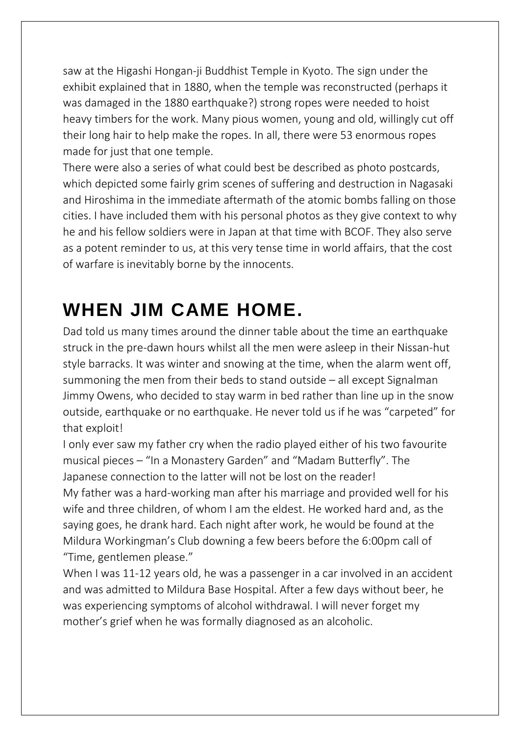saw at the Higashi Hongan-ji Buddhist Temple in Kyoto. The sign under the exhibit explained that in 1880, when the temple was reconstructed (perhaps it was damaged in the 1880 earthquake?) strong ropes were needed to hoist heavy timbers for the work. Many pious women, young and old, willingly cut off their long hair to help make the ropes. In all, there were 53 enormous ropes made for just that one temple.

There were also a series of what could best be described as photo postcards, which depicted some fairly grim scenes of suffering and destruction in Nagasaki and Hiroshima in the immediate aftermath of the atomic bombs falling on those cities. I have included them with his personal photos as they give context to why he and his fellow soldiers were in Japan at that time with BCOF. They also serve as a potent reminder to us, at this very tense time in world affairs, that the cost of warfare is inevitably borne by the innocents.

# WHEN JIM CAME HOME.

Dad told us many times around the dinner table about the time an earthquake struck in the pre-dawn hours whilst all the men were asleep in their Nissan-hut style barracks. It was winter and snowing at the time, when the alarm went off, summoning the men from their beds to stand outside – all except Signalman Jimmy Owens, who decided to stay warm in bed rather than line up in the snow outside, earthquake or no earthquake. He never told us if he was "carpeted" for that exploit!

I only ever saw my father cry when the radio played either of his two favourite musical pieces – "In a Monastery Garden" and "Madam Butterfly". The Japanese connection to the latter will not be lost on the reader!

My father was a hard-working man after his marriage and provided well for his wife and three children, of whom I am the eldest. He worked hard and, as the saying goes, he drank hard. Each night after work, he would be found at the Mildura Workingman's Club downing a few beers before the 6:00pm call of "Time, gentlemen please."

When I was 11-12 years old, he was a passenger in a car involved in an accident and was admitted to Mildura Base Hospital. After a few days without beer, he was experiencing symptoms of alcohol withdrawal. I will never forget my mother's grief when he was formally diagnosed as an alcoholic.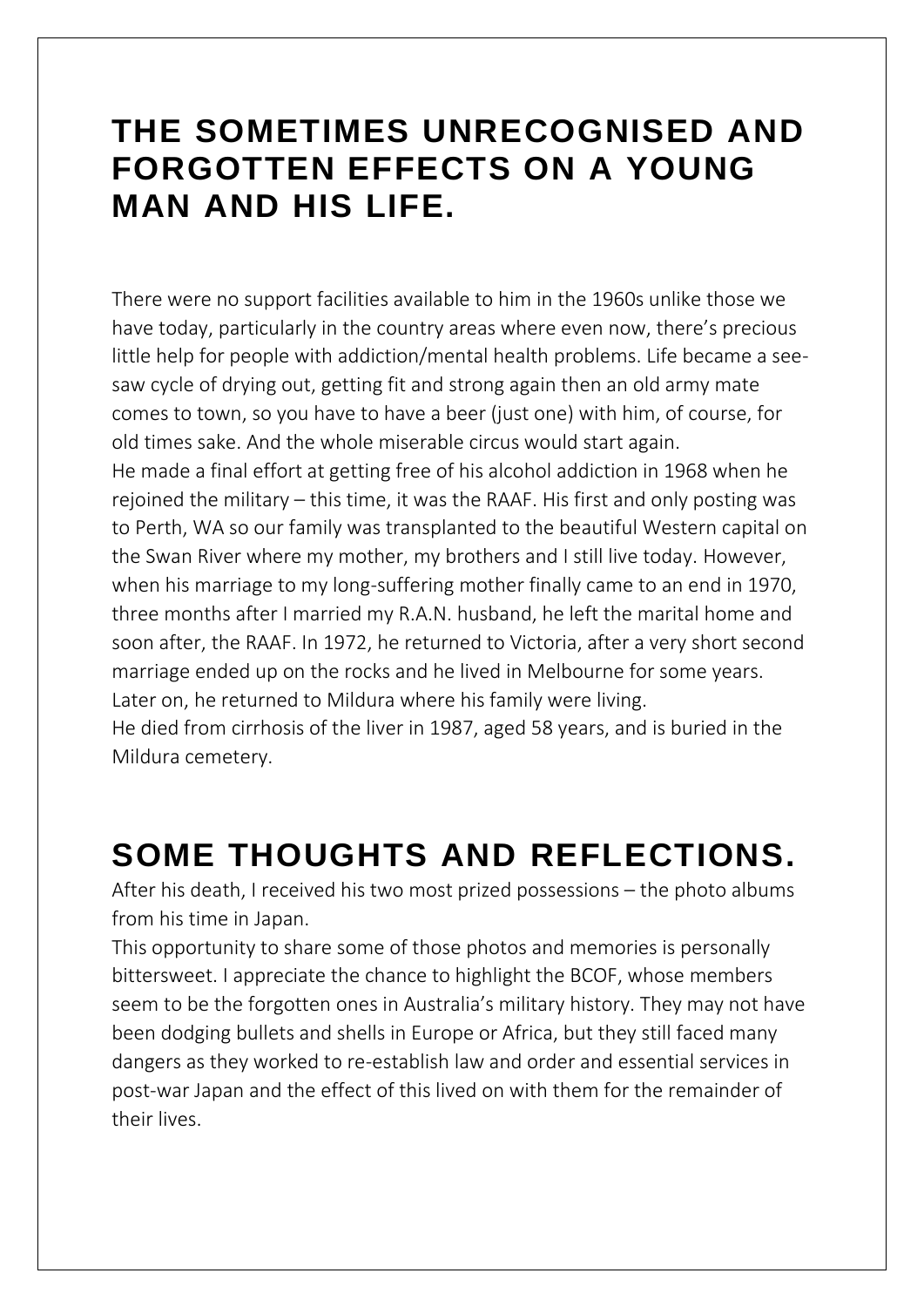# THE SOMETIMES UNRECOGNISED AND FORGOTTEN EFFECTS ON A YOUNG MAN AND HIS LIFE.

There were no support facilities available to him in the 1960s unlike those we have today, particularly in the country areas where even now, there's precious little help for people with addiction/mental health problems. Life became a see-saw cycle of drying out, getting fit and strong again then an old army mate comes to town, so you have to have a beer (just one) with him, of course, for old times sake. And the whole miserable circus would start again.

He made a final effort at getting free of his alcohol addiction in 1968 when he rejoined the military – this time, it was the RAAF. His first and only posting was to Perth, WA so our family was transplanted to the beautiful Western capital on the Swan River where my mother, my brothers and I still live today. However, when his marriage to my long-suffering mother finally came to an end in 1970, three months after I married my R.A.N. husband, he left the marital home and soon after, the RAAF. In 1972, he returned to Victoria, after a very short second marriage ended up on the rocks and he lived in Melbourne for some years. Later on, he returned to Mildura where his family were living.

He died from cirrhosis of the liver in 1987, aged 58 years, and is buried in the Mildura cemetery.

# SOME THOUGHTS AND REFLECTIONS.

After his death, I received his two most prized possessions – the photo albums from his time in Japan.

This opportunity to share some of those photos and memories is personally bittersweet. I appreciate the chance to highlight the BCOF, whose members seem to be the forgotten ones in Australia's military history. They may not have been dodging bullets and shells in Europe or Africa, but they still faced many dangers as they worked to re-establish law and order and essential services in post-war Japan and the effect of this lived on with them for the remainder of their lives.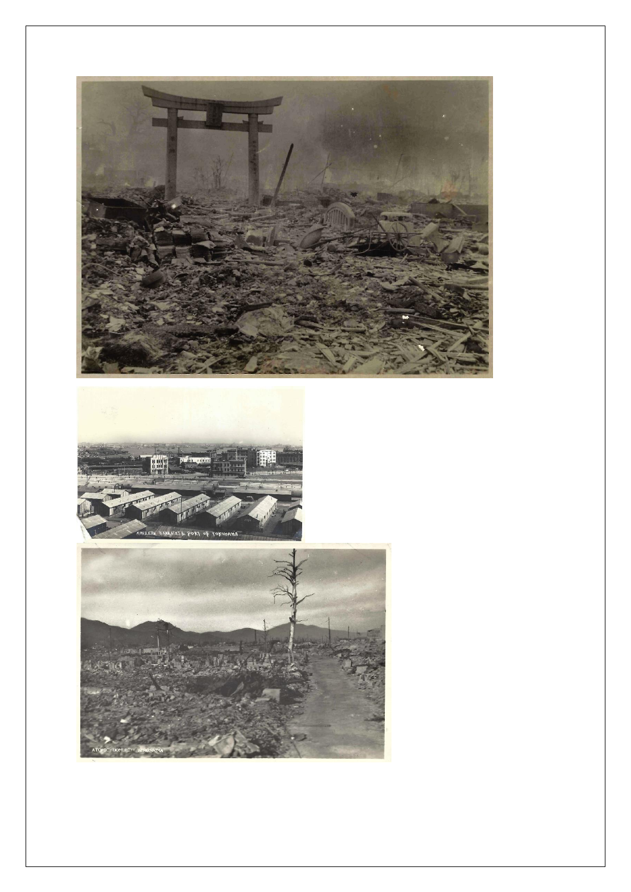AMERICAN BARRACKS & PORT OF YOKOHAMA

ATOMIC-BOMBED HIROSHIMA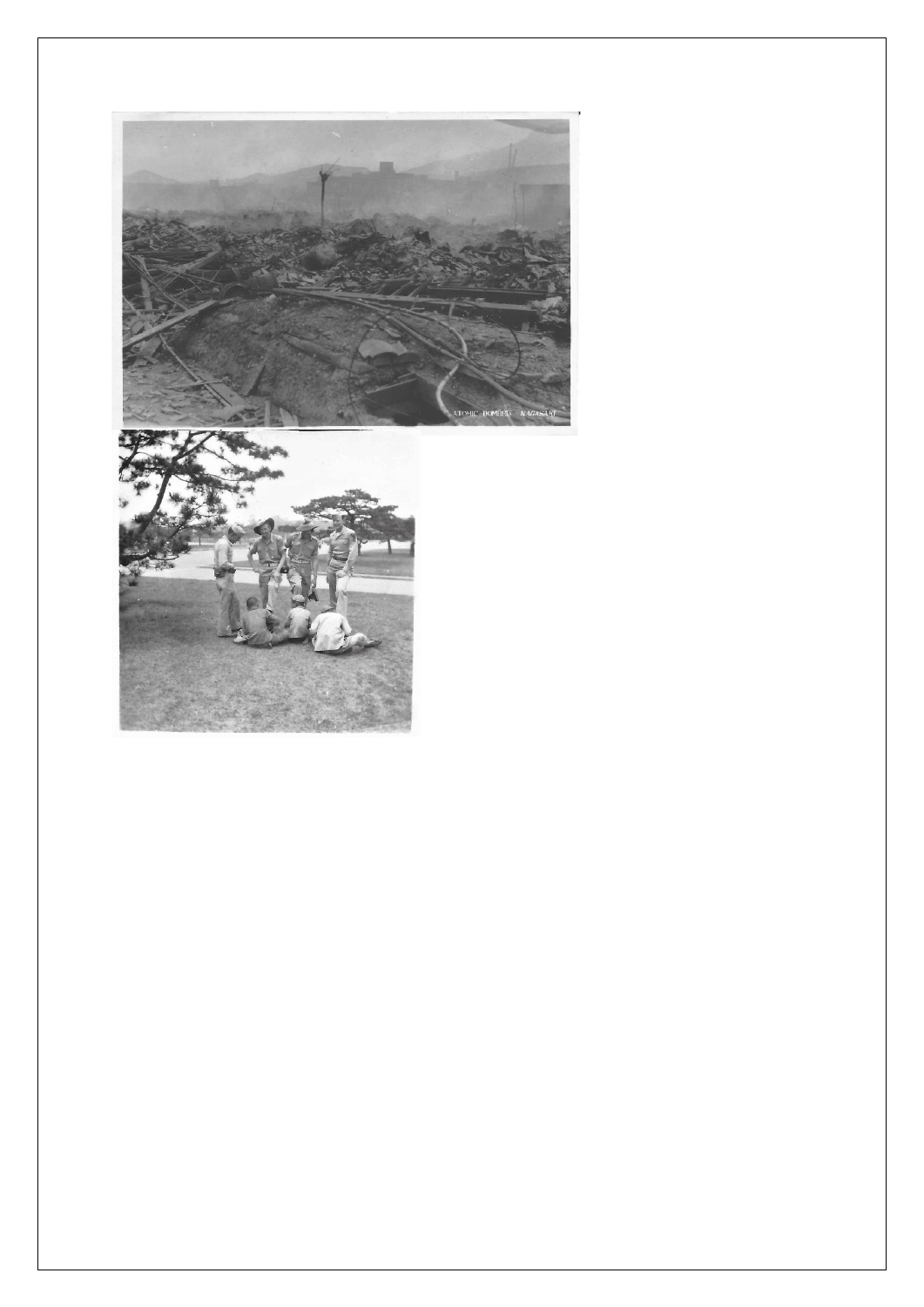ATOMIC BOMBED - NAGASAKI